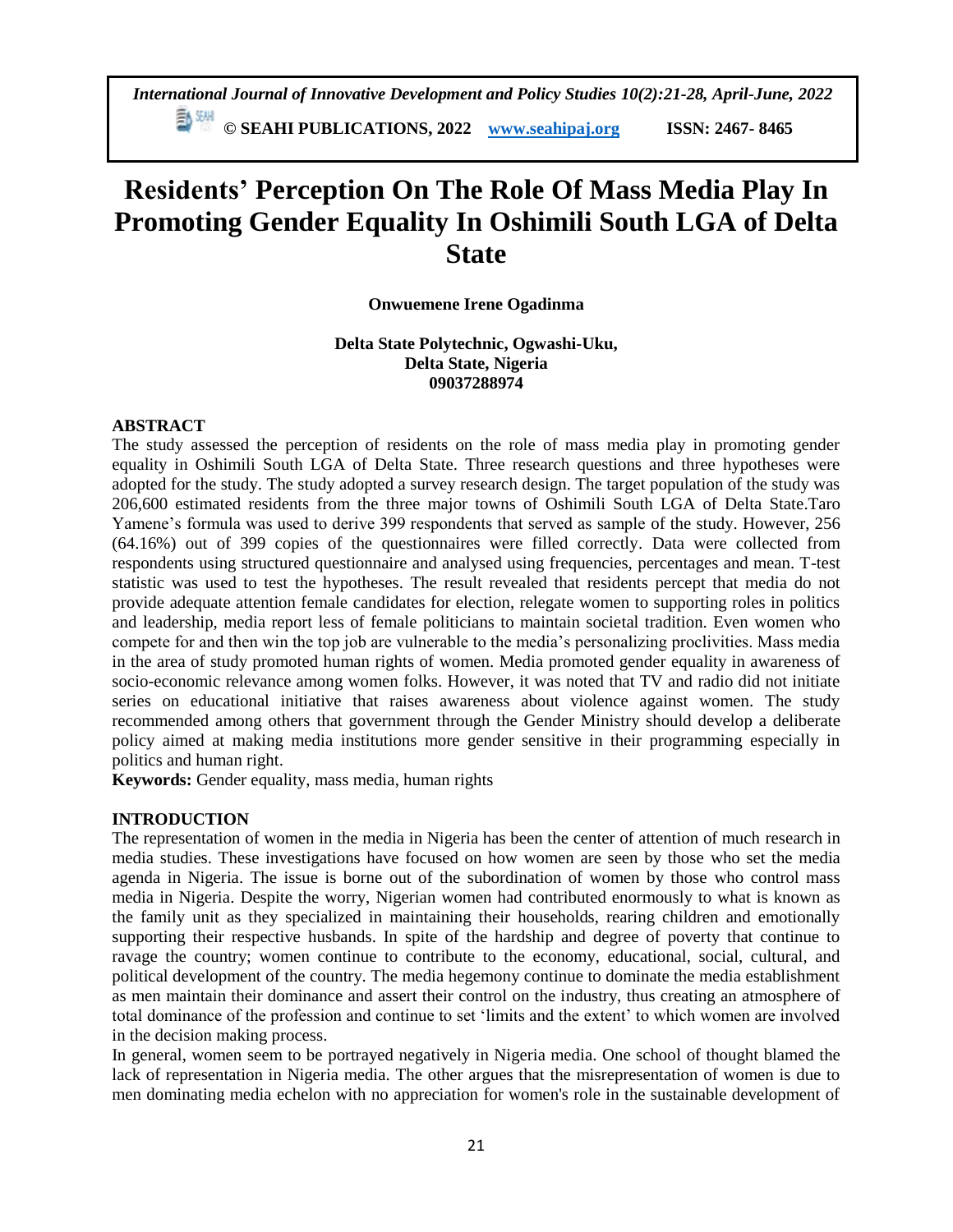# Residents' Perception On The Role Of Mass Media Play In Promoting Gender Equality In Oshimili South LGA of Delta State

**Onwuemene Irene Ogadinma**

**Delta State Polytechnic, Ogwashi-Uku, Delta State, Nigeria**
**09037288974**

## ABSTRACT

The study assessed the perception of residents on the role of mass media play in promoting gender equality in Oshimili South LGA of Delta State. Three research questions and three hypotheses were adopted for the study. The study adopted a survey research design. The target population of the study was 206,600 estimated residents from the three major towns of Oshimili South LGA of Delta State.Taro Yamene's formula was used to derive 399 respondents that served as sample of the study. However, 256 (64.16%) out of 399 copies of the questionnaires were filled correctly. Data were collected from respondents using structured questionnaire and analysed using frequencies, percentages and mean. T-test statistic was used to test the hypotheses. The result revealed that residents percept that media do not provide adequate attention female candidates for election, relegate women to supporting roles in politics and leadership, media report less of female politicians to maintain societal tradition. Even women who compete for and then win the top job are vulnerable to the media's personalizing proclivities. Mass media in the area of study promoted human rights of women. Media promoted gender equality in awareness of socio-economic relevance among women folks. However, it was noted that TV and radio did not initiate series on educational initiative that raises awareness about violence against women. The study recommended among others that government through the Gender Ministry should develop a deliberate policy aimed at making media institutions more gender sensitive in their programming especially in politics and human right.

**Keywords:** Gender equality, mass media, human rights

## INTRODUCTION

The representation of women in the media in Nigeria has been the center of attention of much research in media studies. These investigations have focused on how women are seen by those who set the media agenda in Nigeria. The issue is borne out of the subordination of women by those who control mass media in Nigeria. Despite the worry, Nigerian women had contributed enormously to what is known as the family unit as they specialized in maintaining their households, rearing children and emotionally supporting their respective husbands. In spite of the hardship and degree of poverty that continue to ravage the country; women continue to contribute to the economy, educational, social, cultural, and political development of the country. The media hegemony continue to dominate the media establishment as men maintain their dominance and assert their control on the industry, thus creating an atmosphere of total dominance of the profession and continue to set 'limits and the extent' to which women are involved in the decision making process.

In general, women seem to be portrayed negatively in Nigeria media. One school of thought blamed the lack of representation in Nigeria media. The other argues that the misrepresentation of women is due to men dominating media echelon with no appreciation for women's role in the sustainable development of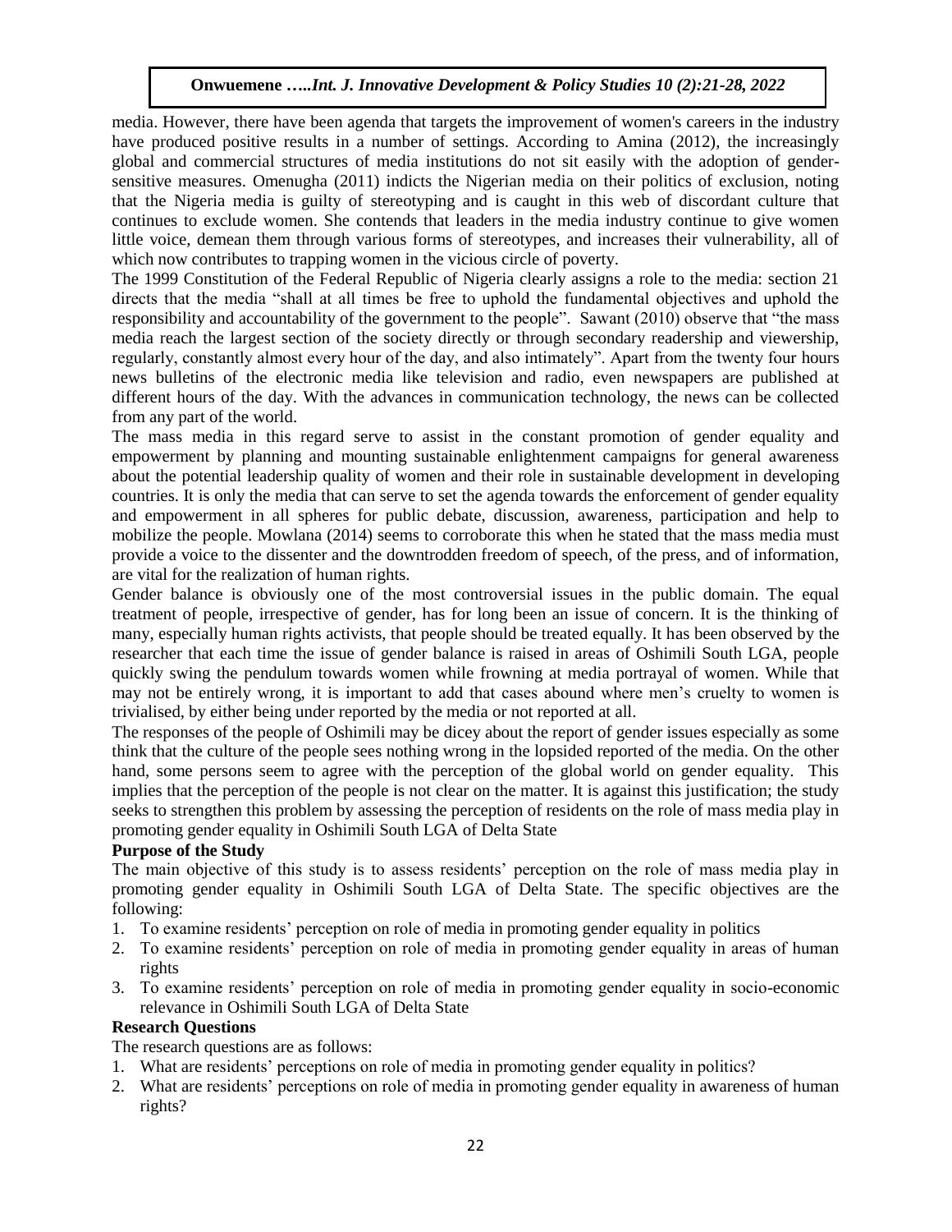media. However, there have been agenda that targets the improvement of women's careers in the industry have produced positive results in a number of settings. According to Amina (2012), the increasingly global and commercial structures of media institutions do not sit easily with the adoption of gender-sensitive measures. Omenugha (2011) indicts the Nigerian media on their politics of exclusion, noting that the Nigeria media is guilty of stereotyping and is caught in this web of discordant culture that continues to exclude women. She contends that leaders in the media industry continue to give women little voice, demean them through various forms of stereotypes, and increases their vulnerability, all of which now contributes to trapping women in the vicious circle of poverty.

The 1999 Constitution of the Federal Republic of Nigeria clearly assigns a role to the media: section 21 directs that the media "shall at all times be free to uphold the fundamental objectives and uphold the responsibility and accountability of the government to the people". Sawant (2010) observe that "the mass media reach the largest section of the society directly or through secondary readership and viewership, regularly, constantly almost every hour of the day, and also intimately". Apart from the twenty four hours news bulletins of the electronic media like television and radio, even newspapers are published at different hours of the day. With the advances in communication technology, the news can be collected from any part of the world.

The mass media in this regard serve to assist in the constant promotion of gender equality and empowerment by planning and mounting sustainable enlightenment campaigns for general awareness about the potential leadership quality of women and their role in sustainable development in developing countries. It is only the media that can serve to set the agenda towards the enforcement of gender equality and empowerment in all spheres for public debate, discussion, awareness, participation and help to mobilize the people. Mowlana (2014) seems to corroborate this when he stated that the mass media must provide a voice to the dissenter and the downtrodden freedom of speech, of the press, and of information, are vital for the realization of human rights.

Gender balance is obviously one of the most controversial issues in the public domain. The equal treatment of people, irrespective of gender, has for long been an issue of concern. It is the thinking of many, especially human rights activists, that people should be treated equally. It has been observed by the researcher that each time the issue of gender balance is raised in areas of Oshimili South LGA, people quickly swing the pendulum towards women while frowning at media portrayal of women. While that may not be entirely wrong, it is important to add that cases abound where men's cruelty to women is trivialised, by either being under reported by the media or not reported at all.

The responses of the people of Oshimili may be dicey about the report of gender issues especially as some think that the culture of the people sees nothing wrong in the lopsided reported of the media. On the other hand, some persons seem to agree with the perception of the global world on gender equality. This implies that the perception of the people is not clear on the matter. It is against this justification; the study seeks to strengthen this problem by assessing the perception of residents on the role of mass media play in promoting gender equality in Oshimili South LGA of Delta State

**Purpose of the Study**

The main objective of this study is to assess residents' perception on the role of mass media play in promoting gender equality in Oshimili South LGA of Delta State. The specific objectives are the following:

1. To examine residents' perception on role of media in promoting gender equality in politics
2. To examine residents' perception on role of media in promoting gender equality in areas of human rights
3. To examine residents' perception on role of media in promoting gender equality in socio-economic relevance in Oshimili South LGA of Delta State

**Research Questions**

The research questions are as follows:

1. What are residents' perceptions on role of media in promoting gender equality in politics?
2. What are residents' perceptions on role of media in promoting gender equality in awareness of human rights?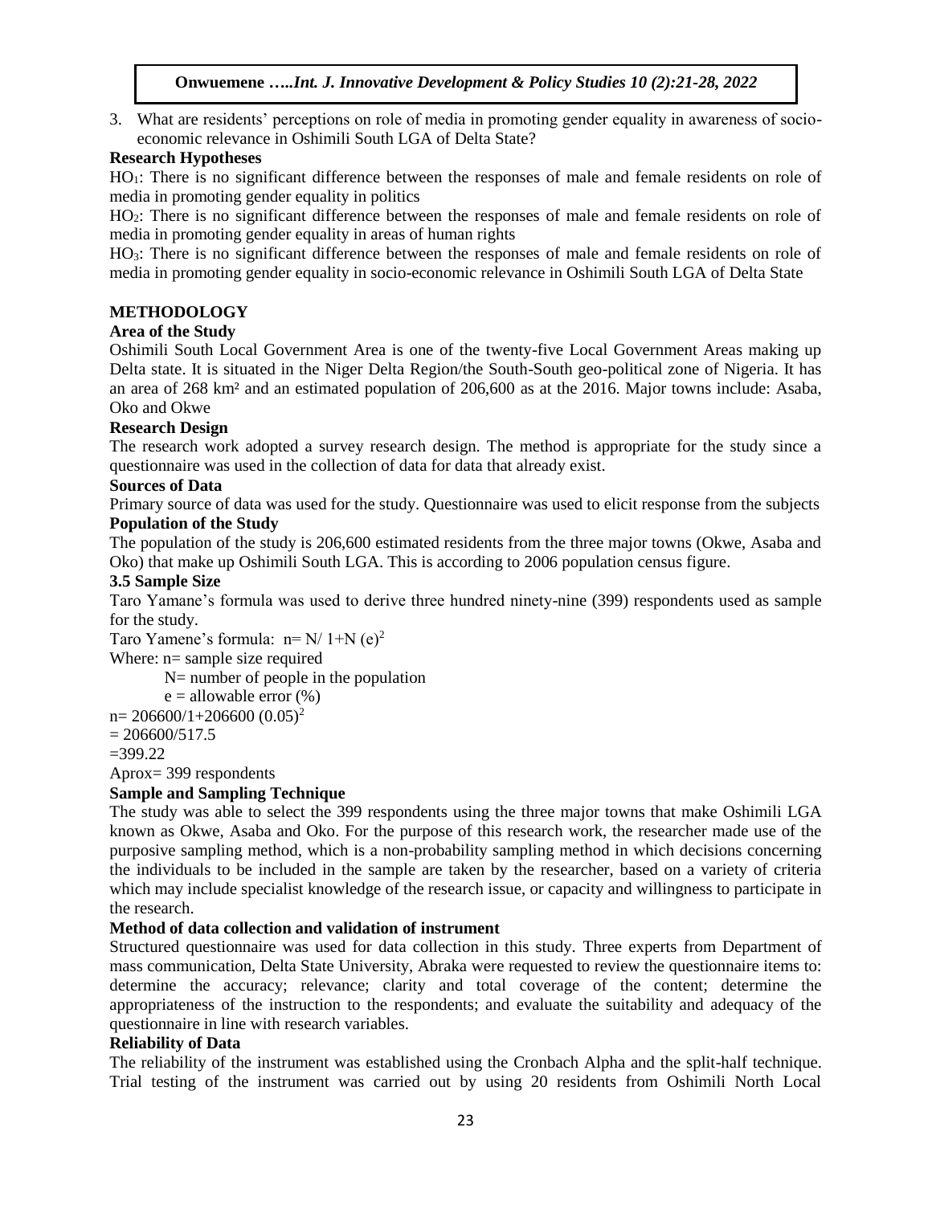3. What are residents' perceptions on role of media in promoting gender equality in awareness of socio-economic relevance in Oshimili South LGA of Delta State?

**Research Hypotheses**

$HO_1$: There is no significant difference between the responses of male and female residents on role of media in promoting gender equality in politics

$HO_2$: There is no significant difference between the responses of male and female residents on role of media in promoting gender equality in areas of human rights

$HO_3$: There is no significant difference between the responses of male and female residents on role of media in promoting gender equality in socio-economic relevance in Oshimili South LGA of Delta State

## METHODOLOGY

### Area of the Study

Oshimili South Local Government Area is one of the twenty-five Local Government Areas making up Delta state. It is situated in the Niger Delta Region/the South-South geo-political zone of Nigeria. It has an area of 268 km² and an estimated population of 206,600 as at the 2016. Major towns include: Asaba, Oko and Okwe

### Research Design

The research work adopted a survey research design. The method is appropriate for the study since a questionnaire was used in the collection of data for data that already exist.

### Sources of Data

Primary source of data was used for the study. Questionnaire was used to elicit response from the subjects

### Population of the Study

The population of the study is 206,600 estimated residents from the three major towns (Okwe, Asaba and Oko) that make up Oshimili South LGA. This is according to 2006 population census figure.

### 3.5 Sample Size

Taro Yamane's formula was used to derive three hundred ninety-nine (399) respondents used as sample for the study.

Taro Yamene's formula: $n = N/ 1+N (e)^2$

Where: n= sample size required

N= number of people in the population

e = allowable error (%)

$n = 206600/1+206600 (0.05)^2$

$= 206600/517.5$

$=399.22$

Aprox= 399 respondents

### Sample and Sampling Technique

The study was able to select the 399 respondents using the three major towns that make Oshimili LGA known as Okwe, Asaba and Oko. For the purpose of this research work, the researcher made use of the purposive sampling method, which is a non-probability sampling method in which decisions concerning the individuals to be included in the sample are taken by the researcher, based on a variety of criteria which may include specialist knowledge of the research issue, or capacity and willingness to participate in the research.

### Method of data collection and validation of instrument

Structured questionnaire was used for data collection in this study. Three experts from Department of mass communication, Delta State University, Abraka were requested to review the questionnaire items to: determine the accuracy; relevance; clarity and total coverage of the content; determine the appropriateness of the instruction to the respondents; and evaluate the suitability and adequacy of the questionnaire in line with research variables.

### Reliability of Data

The reliability of the instrument was established using the Cronbach Alpha and the split-half technique. Trial testing of the instrument was carried out by using 20 residents from Oshimili North Local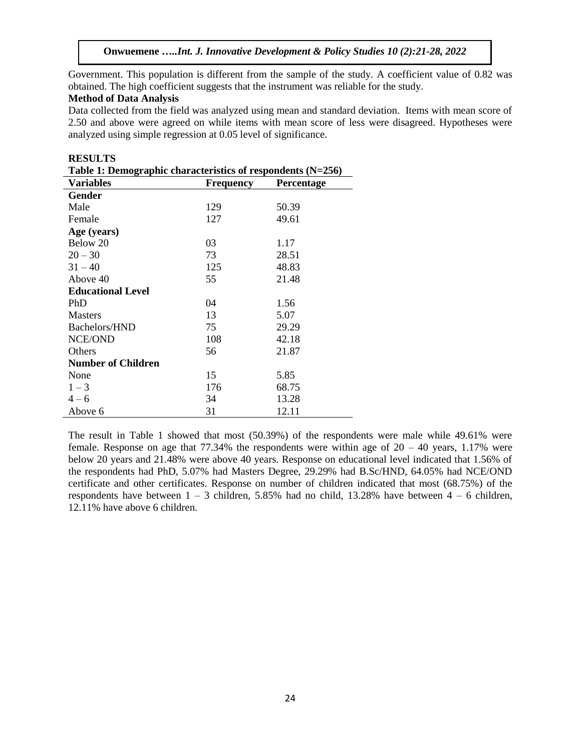Government. This population is different from the sample of the study. A coefficient value of 0.82 was obtained. The high coefficient suggests that the instrument was reliable for the study.

**Method of Data Analysis**

Data collected from the field was analyzed using mean and standard deviation. Items with mean score of 2.50 and above were agreed on while items with mean score of less were disagreed. Hypotheses were analyzed using simple regression at 0.05 level of significance.

## RESULTS

**Table 1: Demographic characteristics of respondents (N=256)**

| Variables | Frequency | Percentage |
|---|---|---|
| **Gender** | | |
| Male | 129 | 50.39 |
| Female | 127 | 49.61 |
| **Age (years)** | | |
| Below 20 | 03 | 1.17 |
| 20 – 30 | 73 | 28.51 |
| 31 – 40 | 125 | 48.83 |
| Above 40 | 55 | 21.48 |
| **Educational Level** | | |
| PhD | 04 | 1.56 |
| Masters | 13 | 5.07 |
| Bachelors/HND | 75 | 29.29 |
| NCE/OND | 108 | 42.18 |
| Others | 56 | 21.87 |
| **Number of Children** | | |
| None | 15 | 5.85 |
| 1 – 3 | 176 | 68.75 |
| 4 – 6 | 34 | 13.28 |
| Above 6 | 31 | 12.11 |

The result in Table 1 showed that most (50.39%) of the respondents were male while 49.61% were female. Response on age that 77.34% the respondents were within age of 20 – 40 years, 1.17% were below 20 years and 21.48% were above 40 years. Response on educational level indicated that 1.56% of the respondents had PhD, 5.07% had Masters Degree, 29.29% had B.Sc/HND, 64.05% had NCE/OND certificate and other certificates. Response on number of children indicated that most (68.75%) of the respondents have between 1 – 3 children, 5.85% had no child, 13.28% have between 4 – 6 children, 12.11% have above 6 children.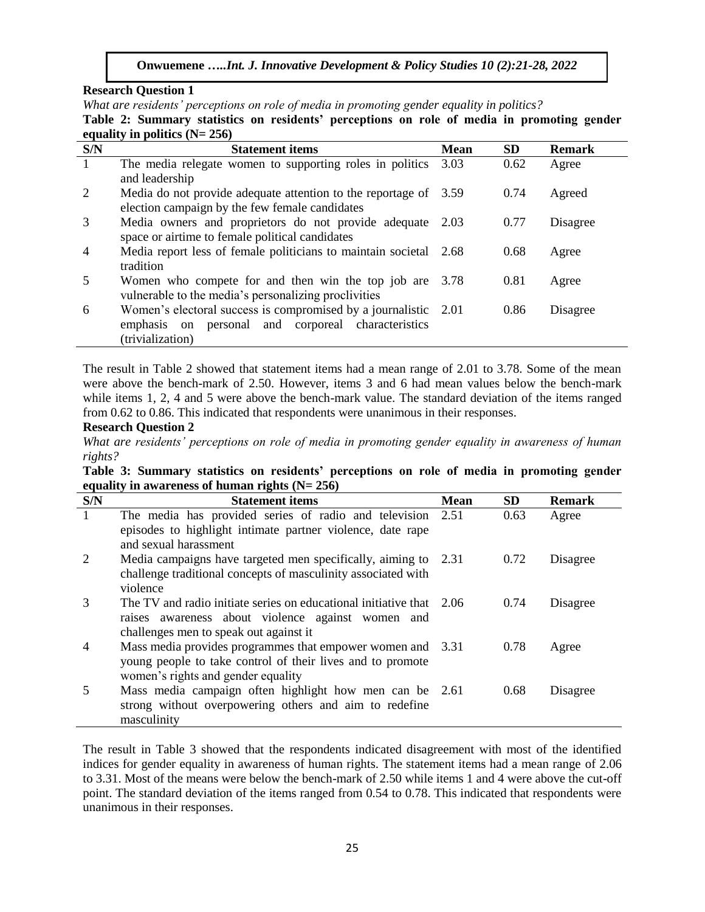**Research Question 1**

*What are residents' perceptions on role of media in promoting gender equality in politics?*

**Table 2: Summary statistics on residents' perceptions on role of media in promoting gender equality in politics (N= 256)**

| S/N | Statement items | Mean | SD | Remark |
|---|---|---|---|---|
| 1 | The media relegate women to supporting roles in politics and leadership | 3.03 | 0.62 | Agree |
| 2 | Media do not provide adequate attention to the reportage of election campaign by the few female candidates | 3.59 | 0.74 | Agreed |
| 3 | Media owners and proprietors do not provide adequate space or airtime to female political candidates | 2.03 | 0.77 | Disagree |
| 4 | Media report less of female politicians to maintain societal tradition | 2.68 | 0.68 | Agree |
| 5 | Women who compete for and then win the top job are vulnerable to the media's personalizing proclivities | 3.78 | 0.81 | Agree |
| 6 | Women's electoral success is compromised by a journalistic emphasis on personal and corporeal characteristics (trivialization) | 2.01 | 0.86 | Disagree |

The result in Table 2 showed that statement items had a mean range of 2.01 to 3.78. Some of the mean were above the bench-mark of 2.50. However, items 3 and 6 had mean values below the bench-mark while items 1, 2, 4 and 5 were above the bench-mark value. The standard deviation of the items ranged from 0.62 to 0.86. This indicated that respondents were unanimous in their responses.

**Research Question 2**

*What are residents' perceptions on role of media in promoting gender equality in awareness of human rights?*

**Table 3: Summary statistics on residents' perceptions on role of media in promoting gender equality in awareness of human rights (N= 256)**

| S/N | Statement items | Mean | SD | Remark |
|---|---|---|---|---|
| 1 | The media has provided series of radio and television episodes to highlight intimate partner violence, date rape and sexual harassment | 2.51 | 0.63 | Agree |
| 2 | Media campaigns have targeted men specifically, aiming to challenge traditional concepts of masculinity associated with violence | 2.31 | 0.72 | Disagree |
| 3 | The TV and radio initiate series on educational initiative that raises awareness about violence against women and challenges men to speak out against it | 2.06 | 0.74 | Disagree |
| 4 | Mass media provides programmes that empower women and young people to take control of their lives and to promote women's rights and gender equality | 3.31 | 0.78 | Agree |
| 5 | Mass media campaign often highlight how men can be strong without overpowering others and aim to redefine masculinity | 2.61 | 0.68 | Disagree |

The result in Table 3 showed that the respondents indicated disagreement with most of the identified indices for gender equality in awareness of human rights. The statement items had a mean range of 2.06 to 3.31. Most of the means were below the bench-mark of 2.50 while items 1 and 4 were above the cut-off point. The standard deviation of the items ranged from 0.54 to 0.78. This indicated that respondents were unanimous in their responses.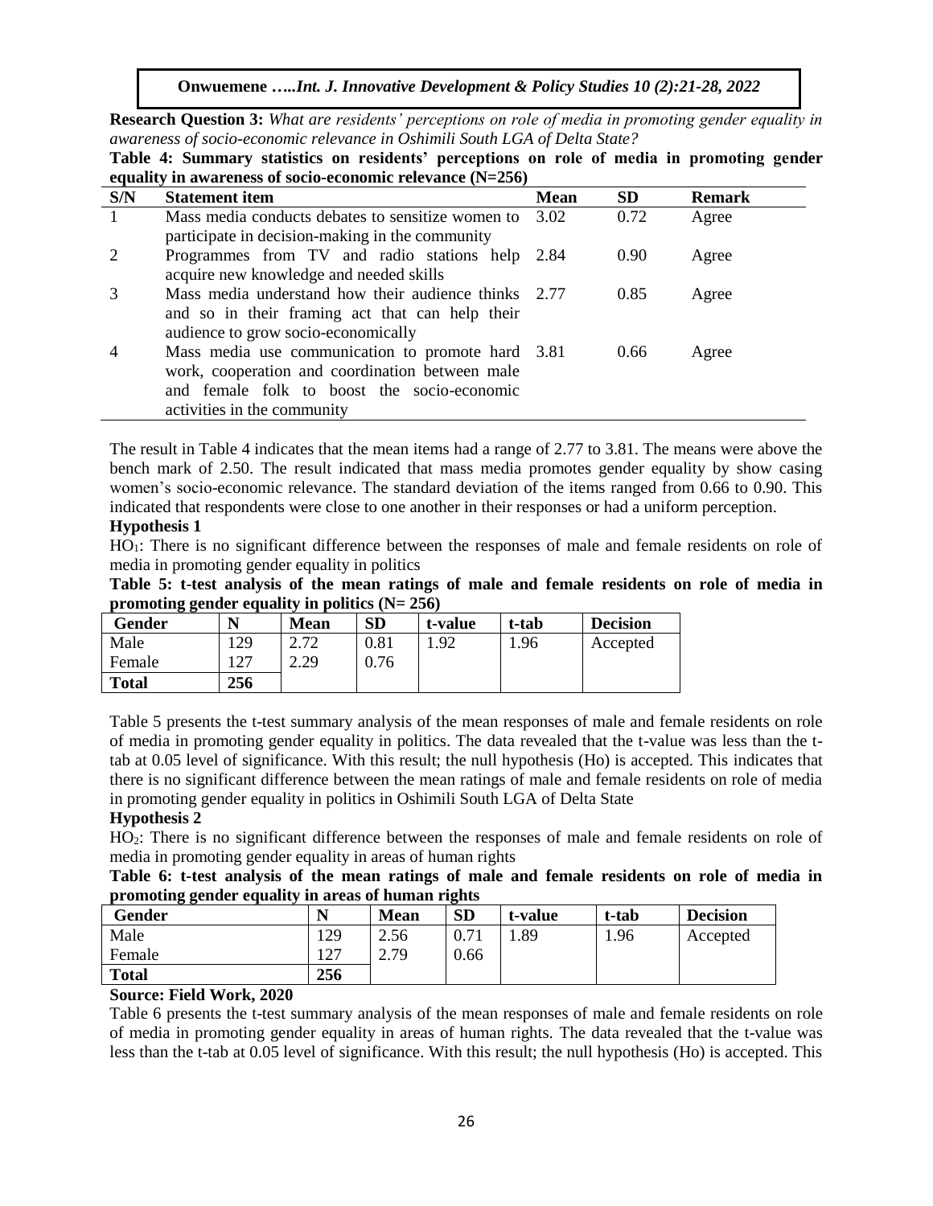**Research Question 3:** *What are residents' perceptions on role of media in promoting gender equality in awareness of socio-economic relevance in Oshimili South LGA of Delta State?*

**Table 4: Summary statistics on residents' perceptions on role of media in promoting gender equality in awareness of socio-economic relevance (N=256)**

| S/N | Statement item | Mean | SD | Remark |
|---|---|---|---|---|
| 1 | Mass media conducts debates to sensitize women to participate in decision-making in the community | 3.02 | 0.72 | Agree |
| 2 | Programmes from TV and radio stations help acquire new knowledge and needed skills | 2.84 | 0.90 | Agree |
| 3 | Mass media understand how their audience thinks and so in their framing act that can help their audience to grow socio-economically | 2.77 | 0.85 | Agree |
| 4 | Mass media use communication to promote hard work, cooperation and coordination between male and female folk to boost the socio-economic activities in the community | 3.81 | 0.66 | Agree |

The result in Table 4 indicates that the mean items had a range of 2.77 to 3.81. The means were above the bench mark of 2.50. The result indicated that mass media promotes gender equality by show casing women's socio-economic relevance. The standard deviation of the items ranged from 0.66 to 0.90. This indicated that respondents were close to one another in their responses or had a uniform perception.

**Hypothesis 1**

$HO_1$: There is no significant difference between the responses of male and female residents on role of media in promoting gender equality in politics

**Table 5: t-test analysis of the mean ratings of male and female residents on role of media in promoting gender equality in politics (N= 256)**

| Gender | N | Mean | SD | t-value | t-tab | Decision |
|---|---|---|---|---|---|---|
| Male | 129 | 2.72 | 0.81 | 1.92 | 1.96 | Accepted |
| Female | 127 | 2.29 | 0.76 | | | |
| **Total** | **256** | | | | | |

Table 5 presents the t-test summary analysis of the mean responses of male and female residents on role of media in promoting gender equality in politics. The data revealed that the t-value was less than the t-tab at 0.05 level of significance. With this result; the null hypothesis (Ho) is accepted. This indicates that there is no significant difference between the mean ratings of male and female residents on role of media in promoting gender equality in politics in Oshimili South LGA of Delta State

**Hypothesis 2**

$HO_2$: There is no significant difference between the responses of male and female residents on role of media in promoting gender equality in areas of human rights

**Table 6: t-test analysis of the mean ratings of male and female residents on role of media in promoting gender equality in areas of human rights**

| Gender | N | Mean | SD | t-value | t-tab | Decision |
|---|---|---|---|---|---|---|
| Male | 129 | 2.56 | 0.71 | 1.89 | 1.96 | Accepted |
| Female | 127 | 2.79 | 0.66 | | | |
| **Total** | **256** | | | | | |

**Source: Field Work, 2020**

Table 6 presents the t-test summary analysis of the mean responses of male and female residents on role of media in promoting gender equality in areas of human rights. The data revealed that the t-value was less than the t-tab at 0.05 level of significance. With this result; the null hypothesis (Ho) is accepted. This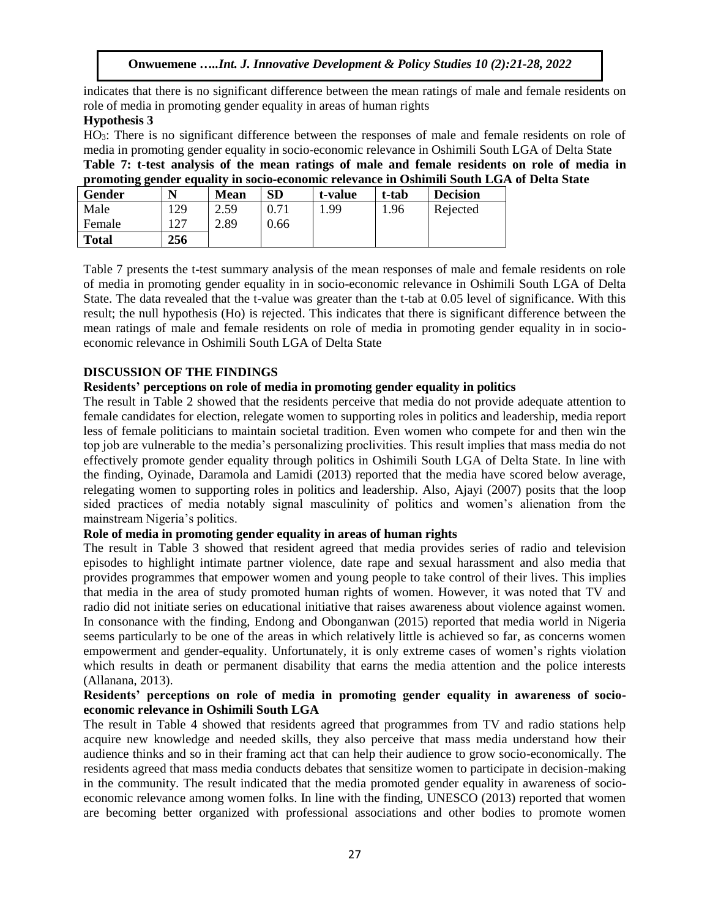indicates that there is no significant difference between the mean ratings of male and female residents on role of media in promoting gender equality in areas of human rights

**Hypothesis 3**

$HO_3$: There is no significant difference between the responses of male and female residents on role of media in promoting gender equality in socio-economic relevance in Oshimili South LGA of Delta State

**Table 7: t-test analysis of the mean ratings of male and female residents on role of media in promoting gender equality in socio-economic relevance in Oshimili South LGA of Delta State**

| Gender | N | Mean | SD | t-value | t-tab | Decision |
|---|---|---|---|---|---|---|
| Male | 129 | 2.59 | 0.71 | 1.99 | 1.96 | Rejected |
| Female | 127 | 2.89 | 0.66 | | | |
| **Total** | **256** | | | | | |

Table 7 presents the t-test summary analysis of the mean responses of male and female residents on role of media in promoting gender equality in in socio-economic relevance in Oshimili South LGA of Delta State. The data revealed that the t-value was greater than the t-tab at 0.05 level of significance. With this result; the null hypothesis (Ho) is rejected. This indicates that there is significant difference between the mean ratings of male and female residents on role of media in promoting gender equality in in socio-economic relevance in Oshimili South LGA of Delta State

## DISCUSSION OF THE FINDINGS

### Residents' perceptions on role of media in promoting gender equality in politics

The result in Table 2 showed that the residents perceive that media do not provide adequate attention to female candidates for election, relegate women to supporting roles in politics and leadership, media report less of female politicians to maintain societal tradition. Even women who compete for and then win the top job are vulnerable to the media's personalizing proclivities. This result implies that mass media do not effectively promote gender equality through politics in Oshimili South LGA of Delta State. In line with the finding, Oyinade, Daramola and Lamidi (2013) reported that the media have scored below average, relegating women to supporting roles in politics and leadership. Also, Ajayi (2007) posits that the loop sided practices of media notably signal masculinity of politics and women's alienation from the mainstream Nigeria's politics.

### Role of media in promoting gender equality in areas of human rights

The result in Table 3 showed that resident agreed that media provides series of radio and television episodes to highlight intimate partner violence, date rape and sexual harassment and also media that provides programmes that empower women and young people to take control of their lives. This implies that media in the area of study promoted human rights of women. However, it was noted that TV and radio did not initiate series on educational initiative that raises awareness about violence against women. In consonance with the finding, Endong and Obonganwan (2015) reported that media world in Nigeria seems particularly to be one of the areas in which relatively little is achieved so far, as concerns women empowerment and gender-equality. Unfortunately, it is only extreme cases of women's rights violation which results in death or permanent disability that earns the media attention and the police interests (Allanana, 2013).

### Residents' perceptions on role of media in promoting gender equality in awareness of socio-economic relevance in Oshimili South LGA

The result in Table 4 showed that residents agreed that programmes from TV and radio stations help acquire new knowledge and needed skills, they also perceive that mass media understand how their audience thinks and so in their framing act that can help their audience to grow socio-economically. The residents agreed that mass media conducts debates that sensitize women to participate in decision-making in the community. The result indicated that the media promoted gender equality in awareness of socio-economic relevance among women folks. In line with the finding, UNESCO (2013) reported that women are becoming better organized with professional associations and other bodies to promote women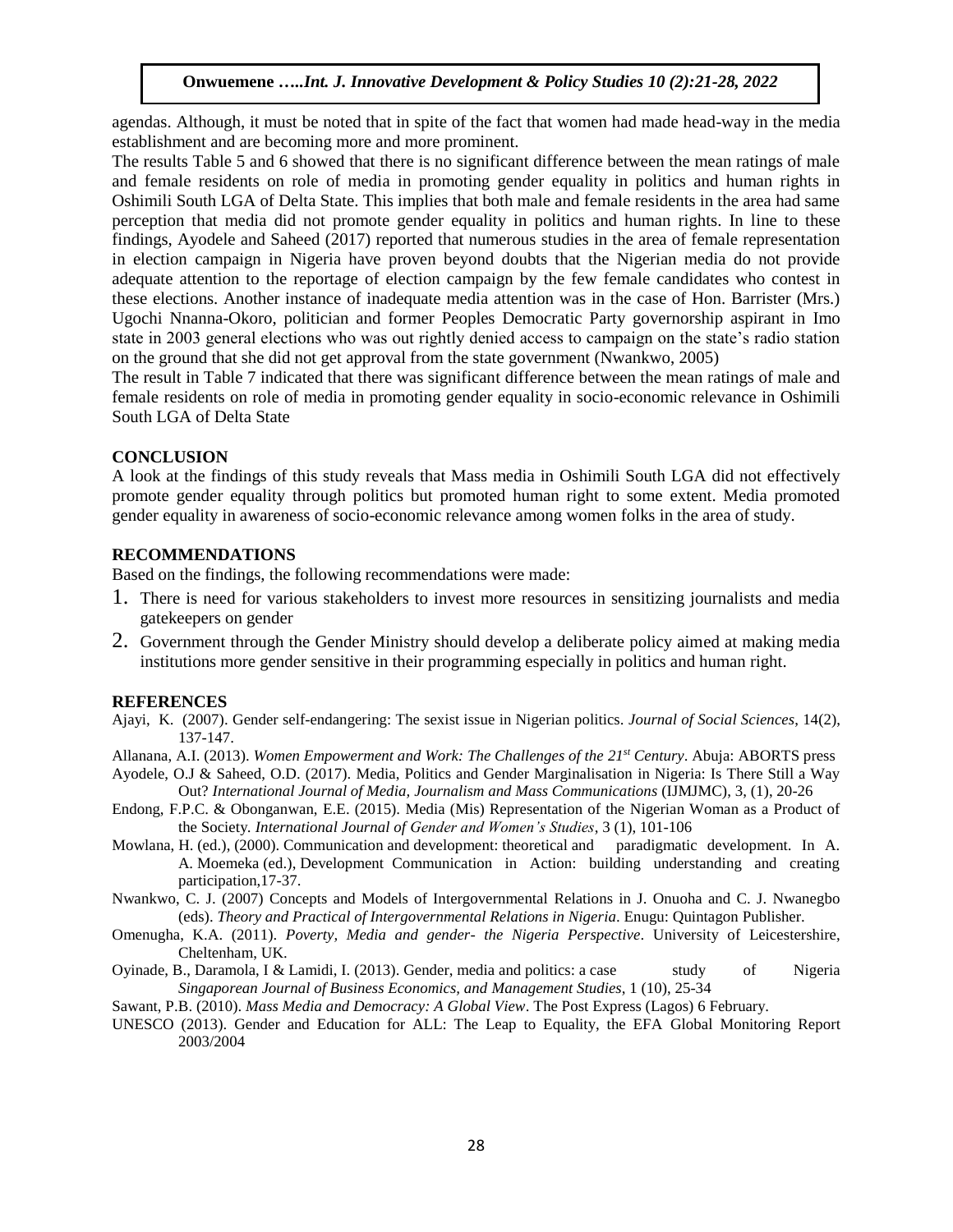agendas. Although, it must be noted that in spite of the fact that women had made head-way in the media establishment and are becoming more and more prominent.

The results Table 5 and 6 showed that there is no significant difference between the mean ratings of male and female residents on role of media in promoting gender equality in politics and human rights in Oshimili South LGA of Delta State. This implies that both male and female residents in the area had same perception that media did not promote gender equality in politics and human rights. In line to these findings, Ayodele and Saheed (2017) reported that numerous studies in the area of female representation in election campaign in Nigeria have proven beyond doubts that the Nigerian media do not provide adequate attention to the reportage of election campaign by the few female candidates who contest in these elections. Another instance of inadequate media attention was in the case of Hon. Barrister (Mrs.) Ugochi Nnanna-Okoro, politician and former Peoples Democratic Party governorship aspirant in Imo state in 2003 general elections who was out rightly denied access to campaign on the state's radio station on the ground that she did not get approval from the state government (Nwankwo, 2005)

The result in Table 7 indicated that there was significant difference between the mean ratings of male and female residents on role of media in promoting gender equality in socio-economic relevance in Oshimili South LGA of Delta State

## CONCLUSION

A look at the findings of this study reveals that Mass media in Oshimili South LGA did not effectively promote gender equality through politics but promoted human right to some extent. Media promoted gender equality in awareness of socio-economic relevance among women folks in the area of study.

## RECOMMENDATIONS

Based on the findings, the following recommendations were made:

1. There is need for various stakeholders to invest more resources in sensitizing journalists and media gatekeepers on gender
2. Government through the Gender Ministry should develop a deliberate policy aimed at making media institutions more gender sensitive in their programming especially in politics and human right.

## REFERENCES

Ajayi, K. (2007). Gender self-endangering: The sexist issue in Nigerian politics. *Journal of Social Sciences*, 14(2), 137-147.

Allanana, A.I. (2013). *Women Empowerment and Work: The Challenges of the 21st Century*. Abuja: ABORTS press

Ayodele, O.J & Saheed, O.D. (2017). Media, Politics and Gender Marginalisation in Nigeria: Is There Still a Way Out? *International Journal of Media, Journalism and Mass Communications* (IJMJMC), 3, (1), 20-26

Endong, F.P.C. & Obonganwan, E.E. (2015). Media (Mis) Representation of the Nigerian Woman as a Product of the Society. *International Journal of Gender and Women's Studies*, 3 (1), 101-106

Mowlana, H. (ed.), (2000). Communication and development: theoretical and paradigmatic development. In A. A. Moemeka (ed.), Development Communication in Action: building understanding and creating participation,17-37.

Nwankwo, C. J. (2007) Concepts and Models of Intergovernmental Relations in J. Onuoha and C. J. Nwanegbo (eds). *Theory and Practical of Intergovernmental Relations in Nigeria*. Enugu: Quintagon Publisher.

Omenugha, K.A. (2011). *Poverty, Media and gender- the Nigeria Perspective*. University of Leicestershire, Cheltenham, UK.

Oyinade, B., Daramola, I & Lamidi, I. (2013). Gender, media and politics: a case study of Nigeria *Singaporean Journal of Business Economics, and Management Studies*, 1 (10), 25-34

Sawant, P.B. (2010). *Mass Media and Democracy: A Global View*. The Post Express (Lagos) 6 February.

UNESCO (2013). Gender and Education for ALL: The Leap to Equality, the EFA Global Monitoring Report 2003/2004